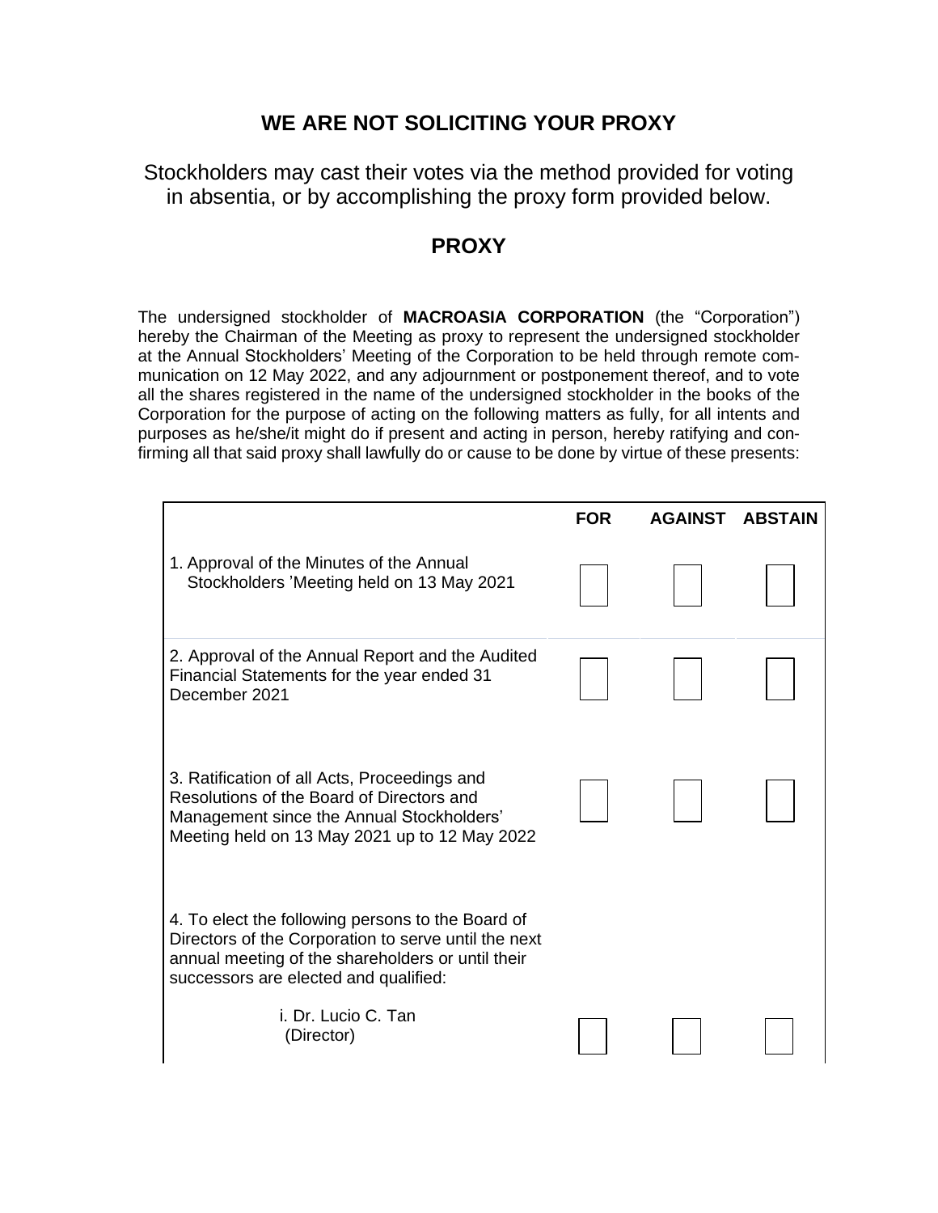## WE ARE NOT SOLICITING YOUR PROXY

Stockholders may cast their votes via the method provided for voting in absentia, or by accomplishing the proxy form provided below.

## PROXY

The undersigned stockholder of **MACROASIA CORPORATION** (the "Corporation") hereby the Chairman of the Meeting as proxy to represent the undersigned stockholder at the Annual Stockholders' Meeting of the Corporation to be held through remote communication on 12 May 2022, and any adjournment or postponement thereof, and to vote all the shares registered in the name of the undersigned stockholder in the books of the Corporation for the purpose of acting on the following matters as fully, for all intents and purposes as he/she/it might do if present and acting in person, hereby ratifying and confirming all that said proxy shall lawfully do or cause to be done by virtue of these presents:

| | FOR | AGAINST | ABSTAIN |
|---|---|---|---|
| 1. Approval of the Minutes of the Annual Stockholders 'Meeting held on 13 May 2021 | ☐ | ☐ | ☐ |
| 2. Approval of the Annual Report and the Audited Financial Statements for the year ended 31 December 2021 | ☐ | ☐ | ☐ |
| 3. Ratification of all Acts, Proceedings and Resolutions of the Board of Directors and Management since the Annual Stockholders' Meeting held on 13 May 2021 up to 12 May 2022 | ☐ | ☐ | ☐ |
| 4. To elect the following persons to the Board of Directors of the Corporation to serve until the next annual meeting of the shareholders or until their successors are elected and qualified: | | | |
| i. Dr. Lucio C. Tan (Director) | ☐ | ☐ | ☐ |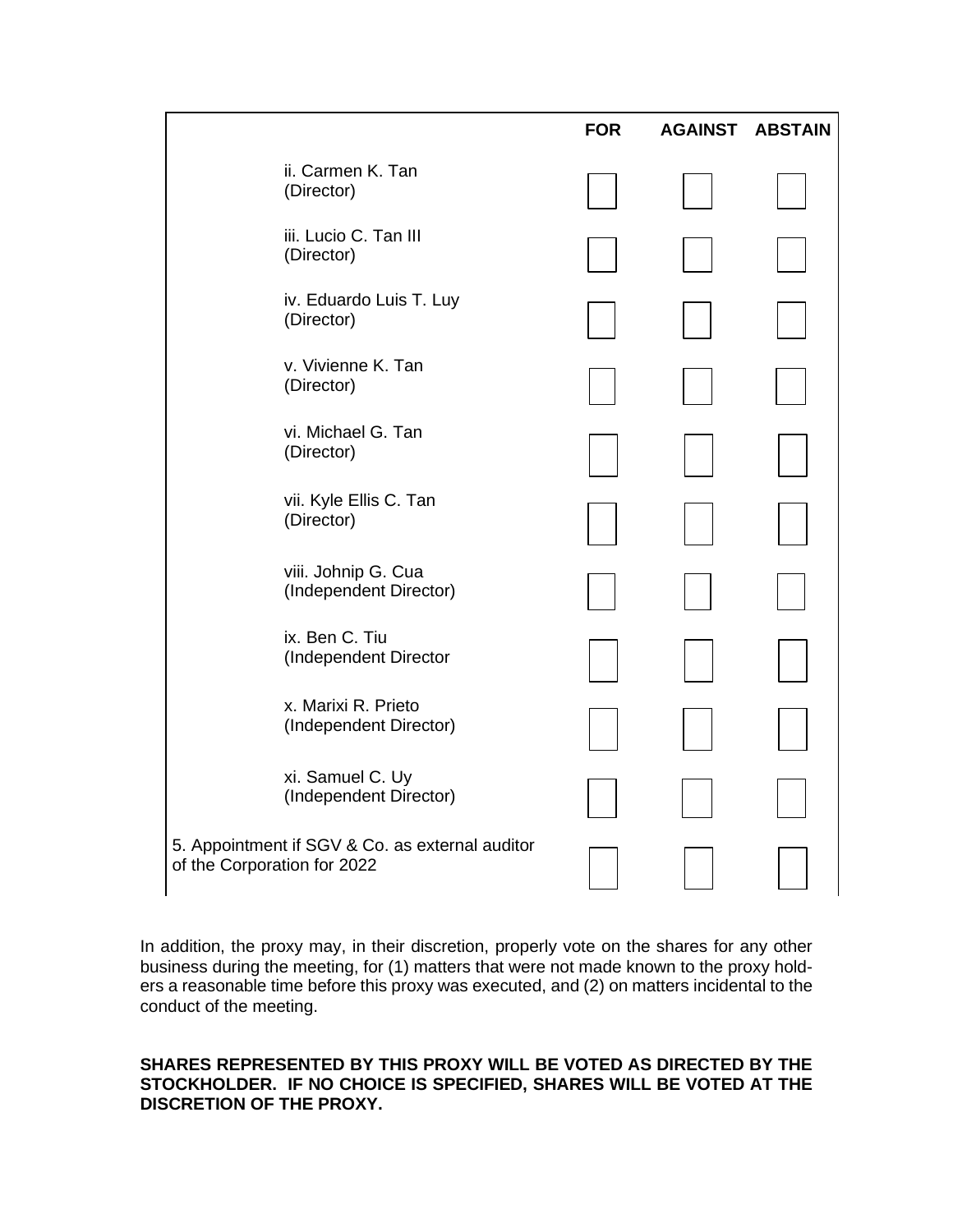| | FOR | AGAINST | ABSTAIN |
|---|---|---|---|
| ii. Carmen K. Tan (Director) | ☐ | ☐ | ☐ |
| iii. Lucio C. Tan III (Director) | ☐ | ☐ | ☐ |
| iv. Eduardo Luis T. Luy (Director) | ☐ | ☐ | ☐ |
| v. Vivienne K. Tan (Director) | ☐ | ☐ | ☐ |
| vi. Michael G. Tan (Director) | ☐ | ☐ | ☐ |
| vii. Kyle Ellis C. Tan (Director) | ☐ | ☐ | ☐ |
| viii. Johnip G. Cua (Independent Director) | ☐ | ☐ | ☐ |
| ix. Ben C. Tiu (Independent Director | ☐ | ☐ | ☐ |
| x. Marixi R. Prieto (Independent Director) | ☐ | ☐ | ☐ |
| xi. Samuel C. Uy (Independent Director) | ☐ | ☐ | ☐ |
| 5. Appointment if SGV & Co. as external auditor of the Corporation for 2022 | ☐ | ☐ | ☐ |

In addition, the proxy may, in their discretion, properly vote on the shares for any other business during the meeting, for (1) matters that were not made known to the proxy holders a reasonable time before this proxy was executed, and (2) on matters incidental to the conduct of the meeting.

**SHARES REPRESENTED BY THIS PROXY WILL BE VOTED AS DIRECTED BY THE STOCKHOLDER. IF NO CHOICE IS SPECIFIED, SHARES WILL BE VOTED AT THE DISCRETION OF THE PROXY.**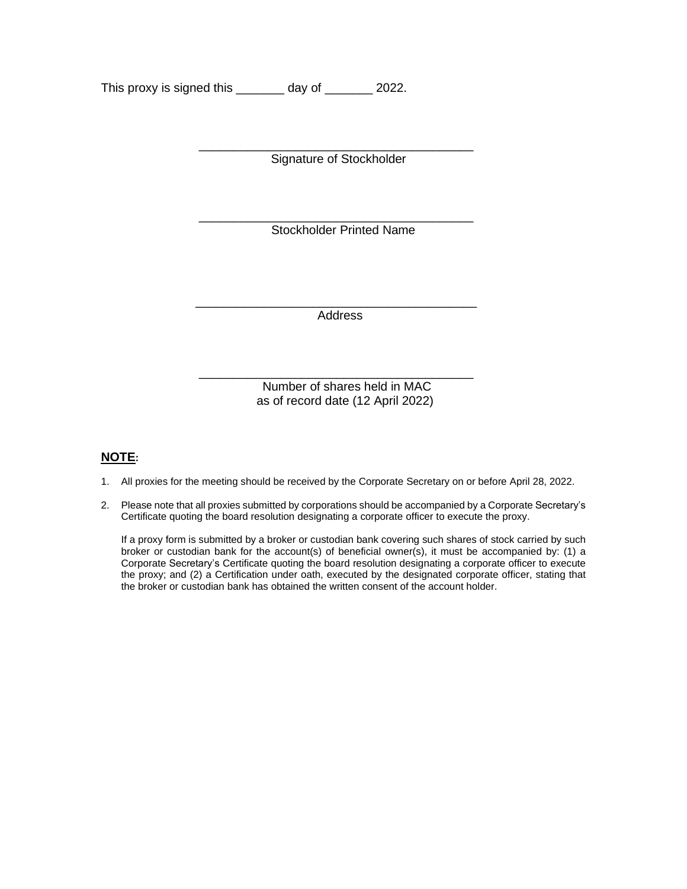This proxy is signed this _______ day of _______ 2022.

_________________________________________
Signature of Stockholder

_________________________________________
Stockholder Printed Name

_________________________________________
Address

_________________________________________
Number of shares held in MAC
as of record date (12 April 2022)

**NOTE:**

1. All proxies for the meeting should be received by the Corporate Secretary on or before April 28, 2022.

2. Please note that all proxies submitted by corporations should be accompanied by a Corporate Secretary's Certificate quoting the board resolution designating a corporate officer to execute the proxy.

   If a proxy form is submitted by a broker or custodian bank covering such shares of stock carried by such broker or custodian bank for the account(s) of beneficial owner(s), it must be accompanied by: (1) a Corporate Secretary's Certificate quoting the board resolution designating a corporate officer to execute the proxy; and (2) a Certification under oath, executed by the designated corporate officer, stating that the broker or custodian bank has obtained the written consent of the account holder.